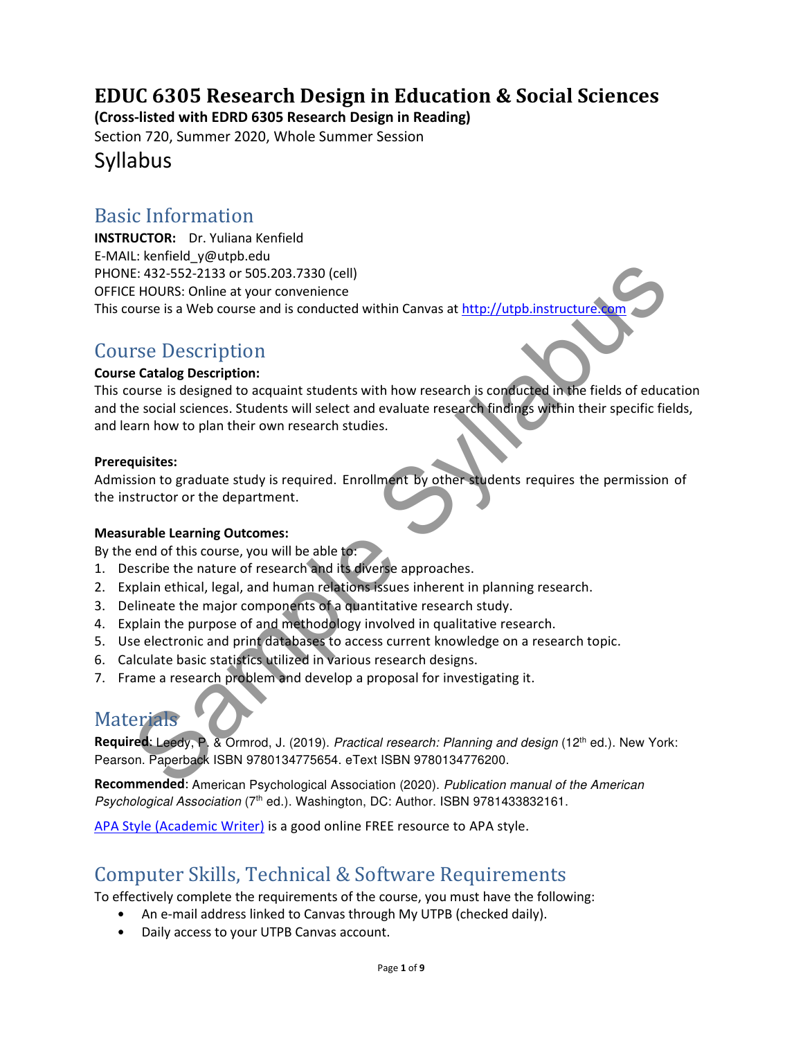# EDUC 6305 Research Design in Education & Social Sciences

**(Cross-listed with EDRD 6305 Research Design in Reading)**

Section 720, Summer 2020, Whole Summer Session

# Syllabus

## Basic Information

**INSTRUCTOR:** Dr. Yuliana Kenfield
E-MAIL: kenfield_y@utpb.edu
PHONE: 432-552-2133 or 505.203.7330 (cell)
OFFICE HOURS: Online at your convenience
This course is a Web course and is conducted within Canvas at http://utpb.instructure.com

## Course Description

**Course Catalog Description:**

This course is designed to acquaint students with how research is conducted in the fields of education and the social sciences. Students will select and evaluate research findings within their specific fields, and learn how to plan their own research studies.

**Prerequisites:**

Admission to graduate study is required. Enrollment by other students requires the permission of the instructor or the department.

**Measurable Learning Outcomes:**

By the end of this course, you will be able to:

1. Describe the nature of research and its diverse approaches.
2. Explain ethical, legal, and human relations issues inherent in planning research.
3. Delineate the major components of a quantitative research study.
4. Explain the purpose of and methodology involved in qualitative research.
5. Use electronic and print databases to access current knowledge on a research topic.
6. Calculate basic statistics utilized in various research designs.
7. Frame a research problem and develop a proposal for investigating it.

## Materials

**Required**: Leedy, P. & Ormrod, J. (2019). *Practical research: Planning and design* (12th ed.). New York: Pearson. Paperback ISBN 9780134775654. eText ISBN 9780134776200.

**Recommended**: American Psychological Association (2020). *Publication manual of the American Psychological Association* (7th ed.). Washington, DC: Author. ISBN 9781433832161.

APA Style (Academic Writer) is a good online FREE resource to APA style.

## Computer Skills, Technical & Software Requirements

To effectively complete the requirements of the course, you must have the following:

- An e-mail address linked to Canvas through My UTPB (checked daily).
- Daily access to your UTPB Canvas account.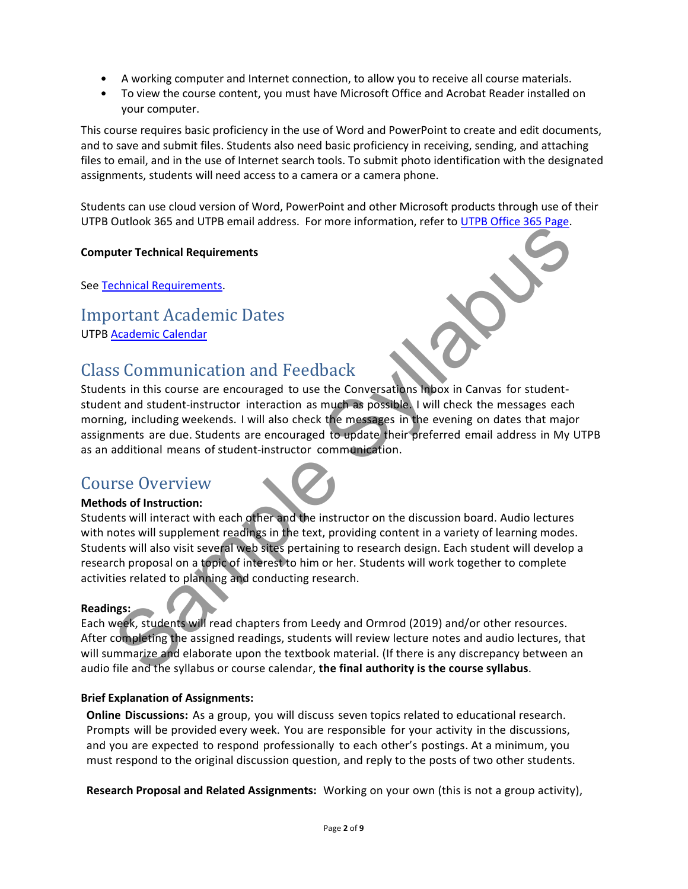- A working computer and Internet connection, to allow you to receive all course materials.
- To view the course content, you must have Microsoft Office and Acrobat Reader installed on your computer.

This course requires basic proficiency in the use of Word and PowerPoint to create and edit documents, and to save and submit files. Students also need basic proficiency in receiving, sending, and attaching files to email, and in the use of Internet search tools. To submit photo identification with the designated assignments, students will need access to a camera or a camera phone.

Students can use cloud version of Word, PowerPoint and other Microsoft products through use of their UTPB Outlook 365 and UTPB email address. For more information, refer to UTPB Office 365 Page.

**Computer Technical Requirements**

See Technical Requirements.

## Important Academic Dates

UTPB Academic Calendar

## Class Communication and Feedback

Students in this course are encouraged to use the Conversations Inbox in Canvas for student-student and student-instructor interaction as much as possible. I will check the messages each morning, including weekends. I will also check the messages in the evening on dates that major assignments are due. Students are encouraged to update their preferred email address in My UTPB as an additional means of student-instructor communication.

## Course Overview

**Methods of Instruction:**

Students will interact with each other and the instructor on the discussion board. Audio lectures with notes will supplement readings in the text, providing content in a variety of learning modes. Students will also visit several web sites pertaining to research design. Each student will develop a research proposal on a topic of interest to him or her. Students will work together to complete activities related to planning and conducting research.

**Readings:**

Each week, students will read chapters from Leedy and Ormrod (2019) and/or other resources. After completing the assigned readings, students will review lecture notes and audio lectures, that will summarize and elaborate upon the textbook material. (If there is any discrepancy between an audio file and the syllabus or course calendar, **the final authority is the course syllabus**.

**Brief Explanation of Assignments:**

**Online Discussions:** As a group, you will discuss seven topics related to educational research. Prompts will be provided every week. You are responsible for your activity in the discussions, and you are expected to respond professionally to each other's postings. At a minimum, you must respond to the original discussion question, and reply to the posts of two other students.

**Research Proposal and Related Assignments:** Working on your own (this is not a group activity),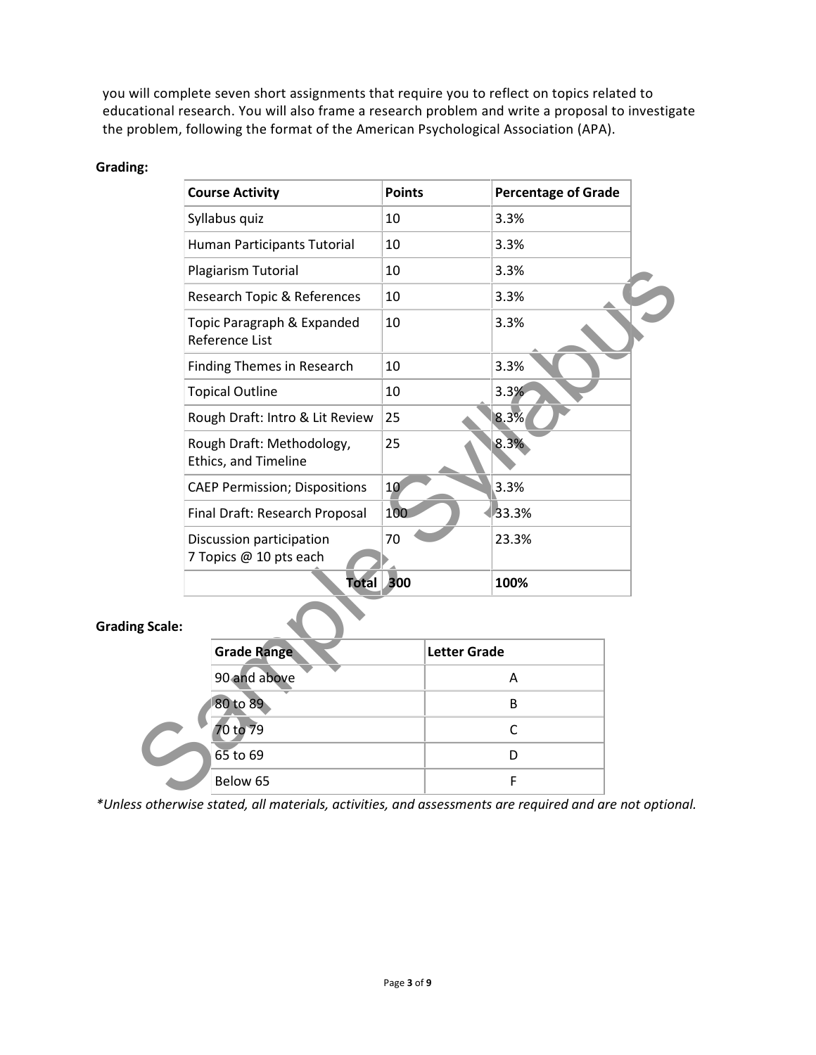you will complete seven short assignments that require you to reflect on topics related to educational research. You will also frame a research problem and write a proposal to investigate the problem, following the format of the American Psychological Association (APA).

**Grading:**

| Course Activity | Points | Percentage of Grade |
|---|---|---|
| Syllabus quiz | 10 | 3.3% |
| Human Participants Tutorial | 10 | 3.3% |
| Plagiarism Tutorial | 10 | 3.3% |
| Research Topic & References | 10 | 3.3% |
| Topic Paragraph & Expanded Reference List | 10 | 3.3% |
| Finding Themes in Research | 10 | 3.3% |
| Topical Outline | 10 | 3.3% |
| Rough Draft: Intro & Lit Review | 25 | 8.3% |
| Rough Draft: Methodology, Ethics, and Timeline | 25 | 8.3% |
| CAEP Permission; Dispositions | 10 | 3.3% |
| Final Draft: Research Proposal | 100 | 33.3% |
| Discussion participation 7 Topics @ 10 pts each | 70 | 23.3% |
| **Total** | **300** | **100%** |

**Grading Scale:**

| Grade Range | Letter Grade |
|---|---|
| 90 and above | A |
| 80 to 89 | B |
| 70 to 79 | C |
| 65 to 69 | D |
| Below 65 | F |

*\*Unless otherwise stated, all materials, activities, and assessments are required and are not optional.*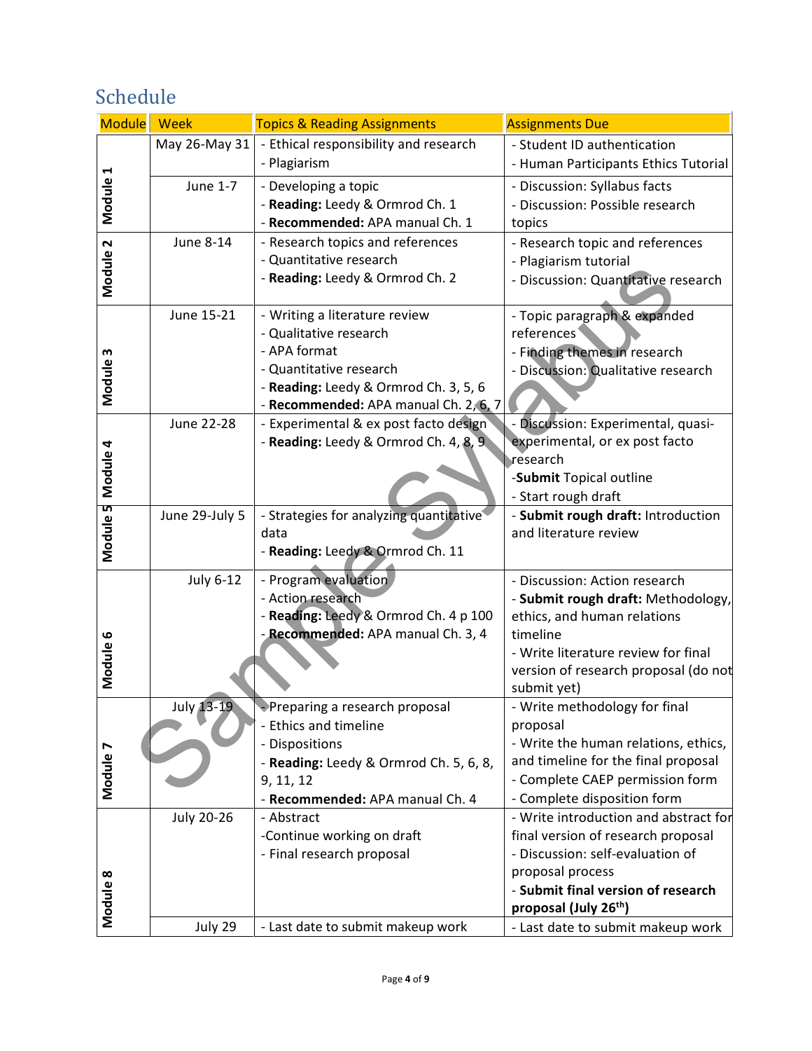## Schedule

| Module | Week | Topics & Reading Assignments | Assignments Due |
|---|---|---|---|
| Module 1 | May 26-May 31 | - Ethical responsibility and research<br>- Plagiarism | - Student ID authentication<br>- Human Participants Ethics Tutorial |
| | June 1-7 | - Developing a topic<br>- **Reading:** Leedy & Ormrod Ch. 1<br>- **Recommended:** APA manual Ch. 1 | - Discussion: Syllabus facts<br>- Discussion: Possible research topics |
| Module 2 | June 8-14 | - Research topics and references<br>- Quantitative research<br>- **Reading:** Leedy & Ormrod Ch. 2 | - Research topic and references<br>- Plagiarism tutorial<br>- Discussion: Quantitative research |
| Module 3 | June 15-21 | - Writing a literature review<br>- Qualitative research<br>- APA format<br>- Quantitative research<br>- **Reading:** Leedy & Ormrod Ch. 3, 5, 6<br>- **Recommended:** APA manual Ch. 2, 6, 7 | - Topic paragraph & expanded references<br>- Finding themes in research<br>- Discussion: Qualitative research |
| Module 4 | June 22-28 | - Experimental & ex post facto design<br>- **Reading:** Leedy & Ormrod Ch. 4, 8, 9 | - Discussion: Experimental, quasi-experimental, or ex post facto research<br>-**Submit** Topical outline<br>- Start rough draft |
| Module 5 | June 29-July 5 | - Strategies for analyzing quantitative data<br>- **Reading:** Leedy & Ormrod Ch. 11 | - **Submit rough draft:** Introduction and literature review |
| Module 6 | July 6-12 | - Program evaluation<br>- Action research<br>- **Reading:** Leedy & Ormrod Ch. 4 p 100<br>- **Recommended:** APA manual Ch. 3, 4 | - Discussion: Action research<br>- **Submit rough draft:** Methodology, ethics, and human relations timeline<br>- Write literature review for final version of research proposal (do not submit yet) |
| Module 7 | July 13-19 | - Preparing a research proposal<br>- Ethics and timeline<br>- Dispositions<br>- **Reading:** Leedy & Ormrod Ch. 5, 6, 8, 9, 11, 12<br>- **Recommended:** APA manual Ch. 4 | - Write methodology for final proposal<br>- Write the human relations, ethics, and timeline for the final proposal<br>- Complete CAEP permission form<br>- Complete disposition form |
| Module 8 | July 20-26 | - Abstract<br>-Continue working on draft<br>- Final research proposal | - Write introduction and abstract for final version of research proposal<br>- Discussion: self-evaluation of proposal process<br>- **Submit final version of research proposal (July 26th)** |
| | July 29 | - Last date to submit makeup work | - Last date to submit makeup work |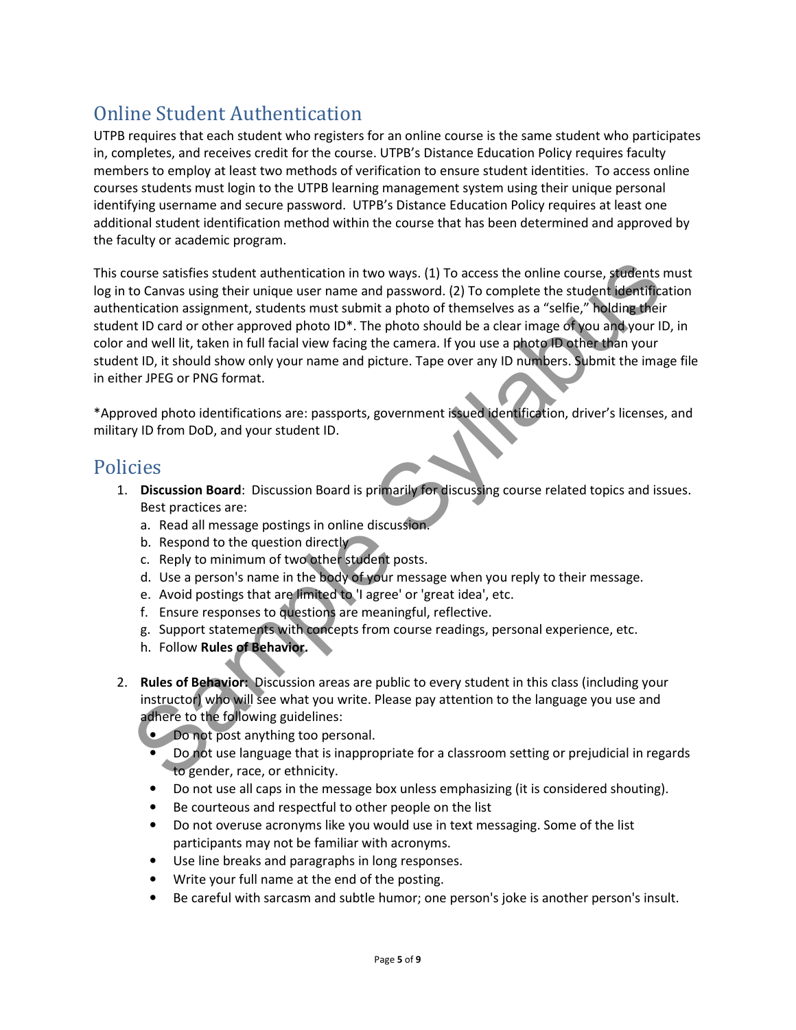## Online Student Authentication

UTPB requires that each student who registers for an online course is the same student who participates in, completes, and receives credit for the course. UTPB's Distance Education Policy requires faculty members to employ at least two methods of verification to ensure student identities. To access online courses students must login to the UTPB learning management system using their unique personal identifying username and secure password. UTPB's Distance Education Policy requires at least one additional student identification method within the course that has been determined and approved by the faculty or academic program.

This course satisfies student authentication in two ways. (1) To access the online course, students must log in to Canvas using their unique user name and password. (2) To complete the student identification authentication assignment, students must submit a photo of themselves as a "selfie," holding their student ID card or other approved photo ID*. The photo should be a clear image of you and your ID, in color and well lit, taken in full facial view facing the camera. If you use a photo ID other than your student ID, it should show only your name and picture. Tape over any ID numbers. Submit the image file in either JPEG or PNG format.

*Approved photo identifications are: passports, government issued identification, driver's licenses, and military ID from DoD, and your student ID.

## Policies

1. **Discussion Board**: Discussion Board is primarily for discussing course related topics and issues. Best practices are:
   a. Read all message postings in online discussion.
   b. Respond to the question directly
   c. Reply to minimum of two other student posts.
   d. Use a person's name in the body of your message when you reply to their message.
   e. Avoid postings that are limited to 'I agree' or 'great idea', etc.
   f. Ensure responses to questions are meaningful, reflective.
   g. Support statements with concepts from course readings, personal experience, etc.
   h. Follow **Rules of Behavior.**

2. **Rules of Behavior:** Discussion areas are public to every student in this class (including your instructor) who will see what you write. Please pay attention to the language you use and adhere to the following guidelines:
   - Do not post anything too personal.
   - Do not use language that is inappropriate for a classroom setting or prejudicial in regards to gender, race, or ethnicity.
   - Do not use all caps in the message box unless emphasizing (it is considered shouting).
   - Be courteous and respectful to other people on the list
   - Do not overuse acronyms like you would use in text messaging. Some of the list participants may not be familiar with acronyms.
   - Use line breaks and paragraphs in long responses.
   - Write your full name at the end of the posting.
   - Be careful with sarcasm and subtle humor; one person's joke is another person's insult.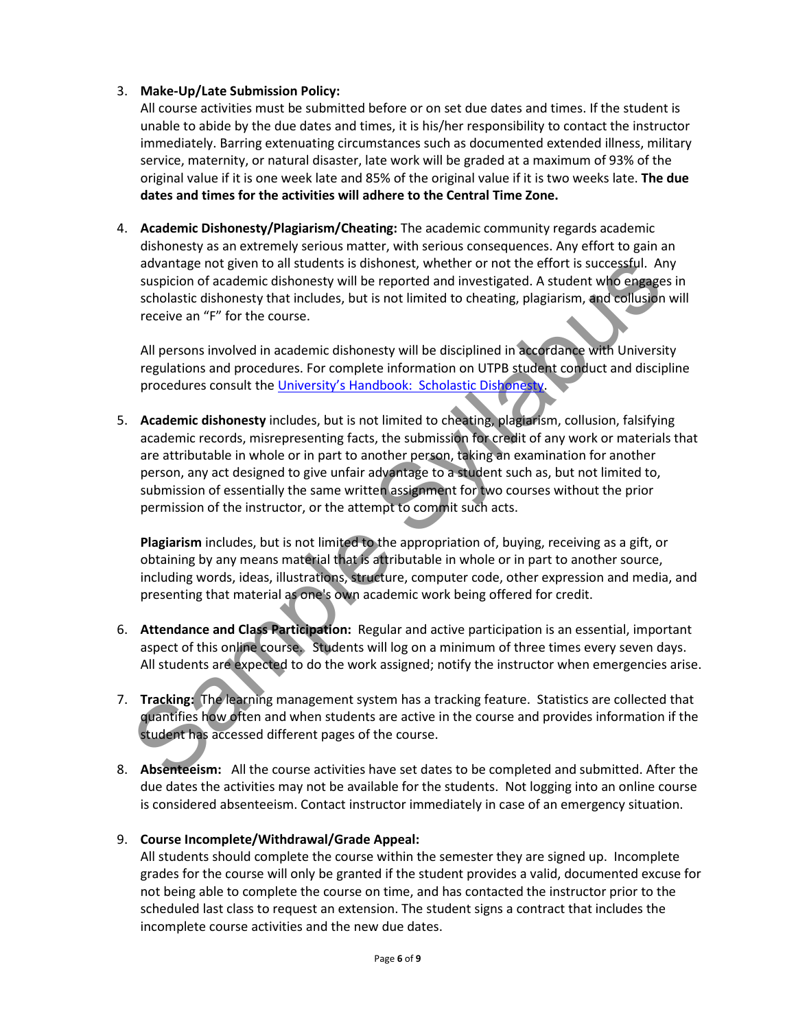3. **Make-Up/Late Submission Policy:**
   All course activities must be submitted before or on set due dates and times. If the student is unable to abide by the due dates and times, it is his/her responsibility to contact the instructor immediately. Barring extenuating circumstances such as documented extended illness, military service, maternity, or natural disaster, late work will be graded at a maximum of 93% of the original value if it is one week late and 85% of the original value if it is two weeks late. **The due dates and times for the activities will adhere to the Central Time Zone.**

4. **Academic Dishonesty/Plagiarism/Cheating:** The academic community regards academic dishonesty as an extremely serious matter, with serious consequences. Any effort to gain an advantage not given to all students is dishonest, whether or not the effort is successful. Any suspicion of academic dishonesty will be reported and investigated. A student who engages in scholastic dishonesty that includes, but is not limited to cheating, plagiarism, and collusion will receive an "F" for the course.

   All persons involved in academic dishonesty will be disciplined in accordance with University regulations and procedures. For complete information on UTPB student conduct and discipline procedures consult the [University's Handbook: Scholastic Dishonesty](#).

5. **Academic dishonesty** includes, but is not limited to cheating, plagiarism, collusion, falsifying academic records, misrepresenting facts, the submission for credit of any work or materials that are attributable in whole or in part to another person, taking an examination for another person, any act designed to give unfair advantage to a student such as, but not limited to, submission of essentially the same written assignment for two courses without the prior permission of the instructor, or the attempt to commit such acts.

   **Plagiarism** includes, but is not limited to the appropriation of, buying, receiving as a gift, or obtaining by any means material that is attributable in whole or in part to another source, including words, ideas, illustrations, structure, computer code, other expression and media, and presenting that material as one's own academic work being offered for credit.

6. **Attendance and Class Participation:** Regular and active participation is an essential, important aspect of this online course. Students will log on a minimum of three times every seven days. All students are expected to do the work assigned; notify the instructor when emergencies arise.

7. **Tracking:** The learning management system has a tracking feature. Statistics are collected that quantifies how often and when students are active in the course and provides information if the student has accessed different pages of the course.

8. **Absenteeism:** All the course activities have set dates to be completed and submitted. After the due dates the activities may not be available for the students. Not logging into an online course is considered absenteeism. Contact instructor immediately in case of an emergency situation.

9. **Course Incomplete/Withdrawal/Grade Appeal:**
   All students should complete the course within the semester they are signed up. Incomplete grades for the course will only be granted if the student provides a valid, documented excuse for not being able to complete the course on time, and has contacted the instructor prior to the scheduled last class to request an extension. The student signs a contract that includes the incomplete course activities and the new due dates.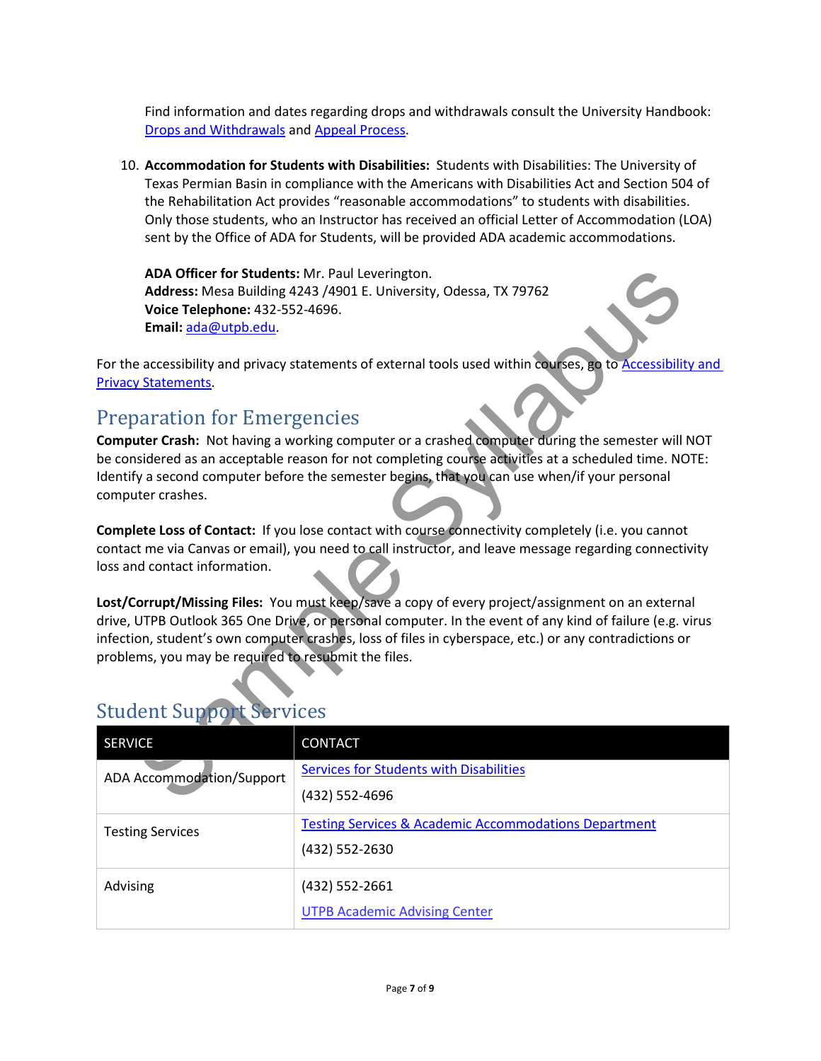Find information and dates regarding drops and withdrawals consult the University Handbook: [Drops and Withdrawals](#) and [Appeal Process](#).

10. **Accommodation for Students with Disabilities:** Students with Disabilities: The University of Texas Permian Basin in compliance with the Americans with Disabilities Act and Section 504 of the Rehabilitation Act provides "reasonable accommodations" to students with disabilities. Only those students, who an Instructor has received an official Letter of Accommodation (LOA) sent by the Office of ADA for Students, will be provided ADA academic accommodations.

    **ADA Officer for Students:** Mr. Paul Leverington.
    **Address:** Mesa Building 4243 /4901 E. University, Odessa, TX 79762
    **Voice Telephone:** 432-552-4696.
    **Email:** ada@utpb.edu.

For the accessibility and privacy statements of external tools used within courses, go to [Accessibility and Privacy Statements](#).

## Preparation for Emergencies

**Computer Crash:** Not having a working computer or a crashed computer during the semester will NOT be considered as an acceptable reason for not completing course activities at a scheduled time. NOTE: Identify a second computer before the semester begins, that you can use when/if your personal computer crashes.

**Complete Loss of Contact:** If you lose contact with course connectivity completely (i.e. you cannot contact me via Canvas or email), you need to call instructor, and leave message regarding connectivity loss and contact information.

**Lost/Corrupt/Missing Files:** You must keep/save a copy of every project/assignment on an external drive, UTPB Outlook 365 One Drive, or personal computer. In the event of any kind of failure (e.g. virus infection, student's own computer crashes, loss of files in cyberspace, etc.) or any contradictions or problems, you may be required to resubmit the files.

## Student Support Services

| SERVICE | CONTACT |
|---|---|
| ADA Accommodation/Support | [Services for Students with Disabilities](#)<br>(432) 552-4696 |
| Testing Services | [Testing Services & Academic Accommodations Department](#)<br>(432) 552-2630 |
| Advising | (432) 552-2661<br>[UTPB Academic Advising Center](#) |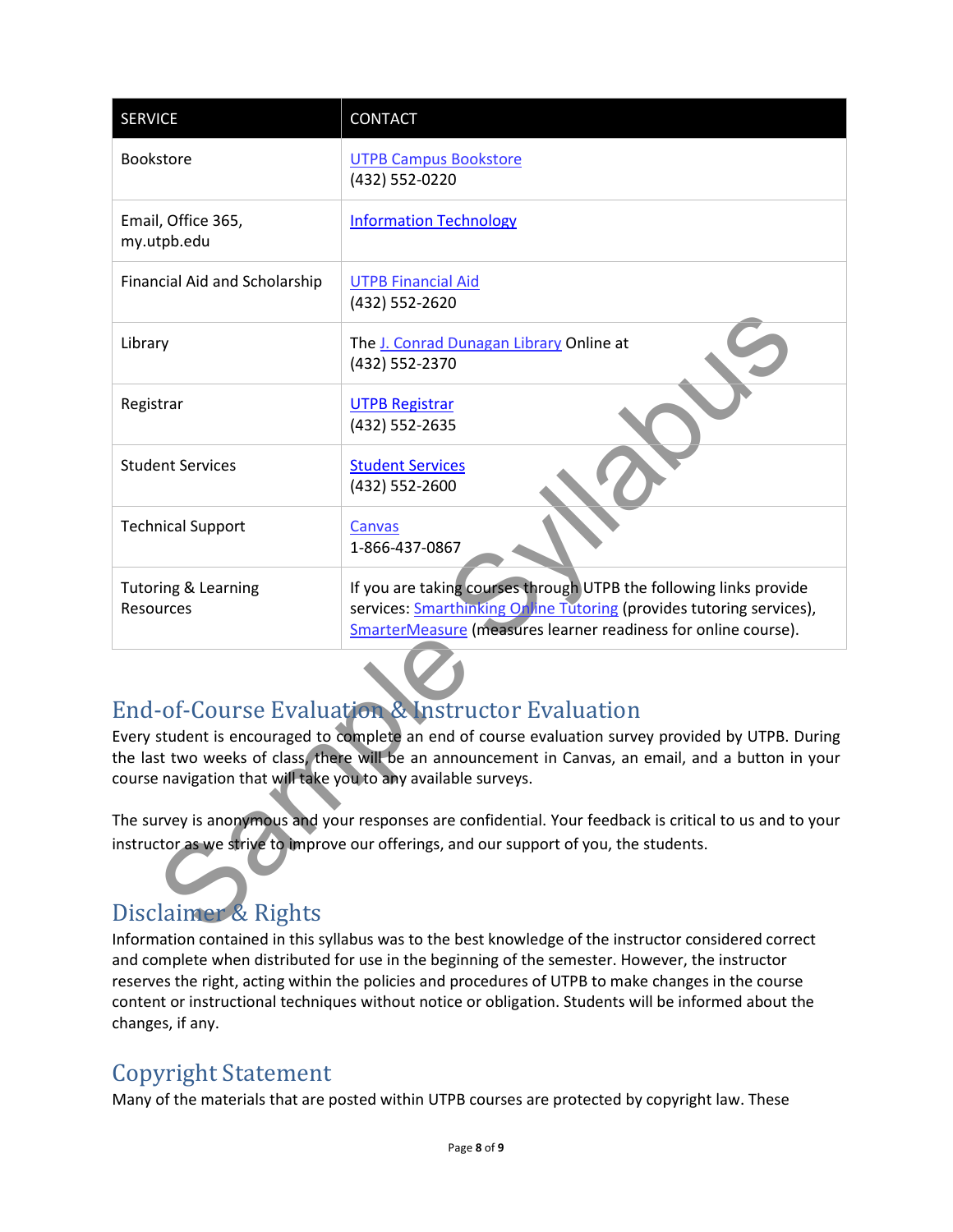| SERVICE | CONTACT |
| --- | --- |
| Bookstore | UTPB Campus Bookstore<br>(432) 552-0220 |
| Email, Office 365, my.utpb.edu | Information Technology |
| Financial Aid and Scholarship | UTPB Financial Aid<br>(432) 552-2620 |
| Library | The J. Conrad Dunagan Library Online at<br>(432) 552-2370 |
| Registrar | UTPB Registrar<br>(432) 552-2635 |
| Student Services | Student Services<br>(432) 552-2600 |
| Technical Support | Canvas<br>1-866-437-0867 |
| Tutoring & Learning Resources | If you are taking courses through UTPB the following links provide services: Smarthinking Online Tutoring (provides tutoring services), SmarterMeasure (measures learner readiness for online course). |

## End-of-Course Evaluation & Instructor Evaluation

Every student is encouraged to complete an end of course evaluation survey provided by UTPB. During the last two weeks of class, there will be an announcement in Canvas, an email, and a button in your course navigation that will take you to any available surveys.

The survey is anonymous and your responses are confidential. Your feedback is critical to us and to your instructor as we strive to improve our offerings, and our support of you, the students.

## Disclaimer & Rights

Information contained in this syllabus was to the best knowledge of the instructor considered correct and complete when distributed for use in the beginning of the semester. However, the instructor reserves the right, acting within the policies and procedures of UTPB to make changes in the course content or instructional techniques without notice or obligation. Students will be informed about the changes, if any.

## Copyright Statement

Many of the materials that are posted within UTPB courses are protected by copyright law. These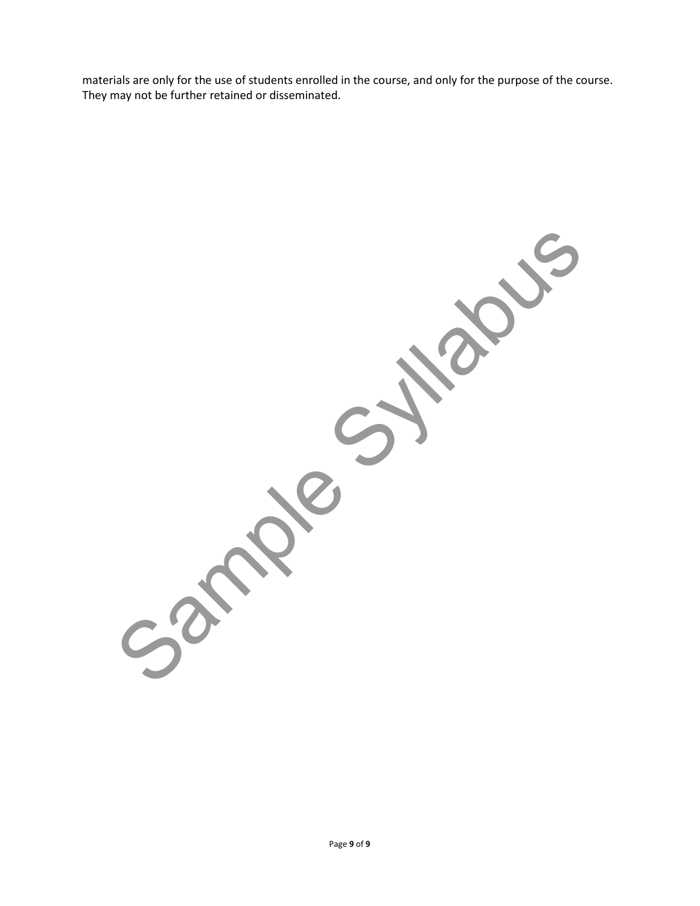materials are only for the use of students enrolled in the course, and only for the purpose of the course. They may not be further retained or disseminated.